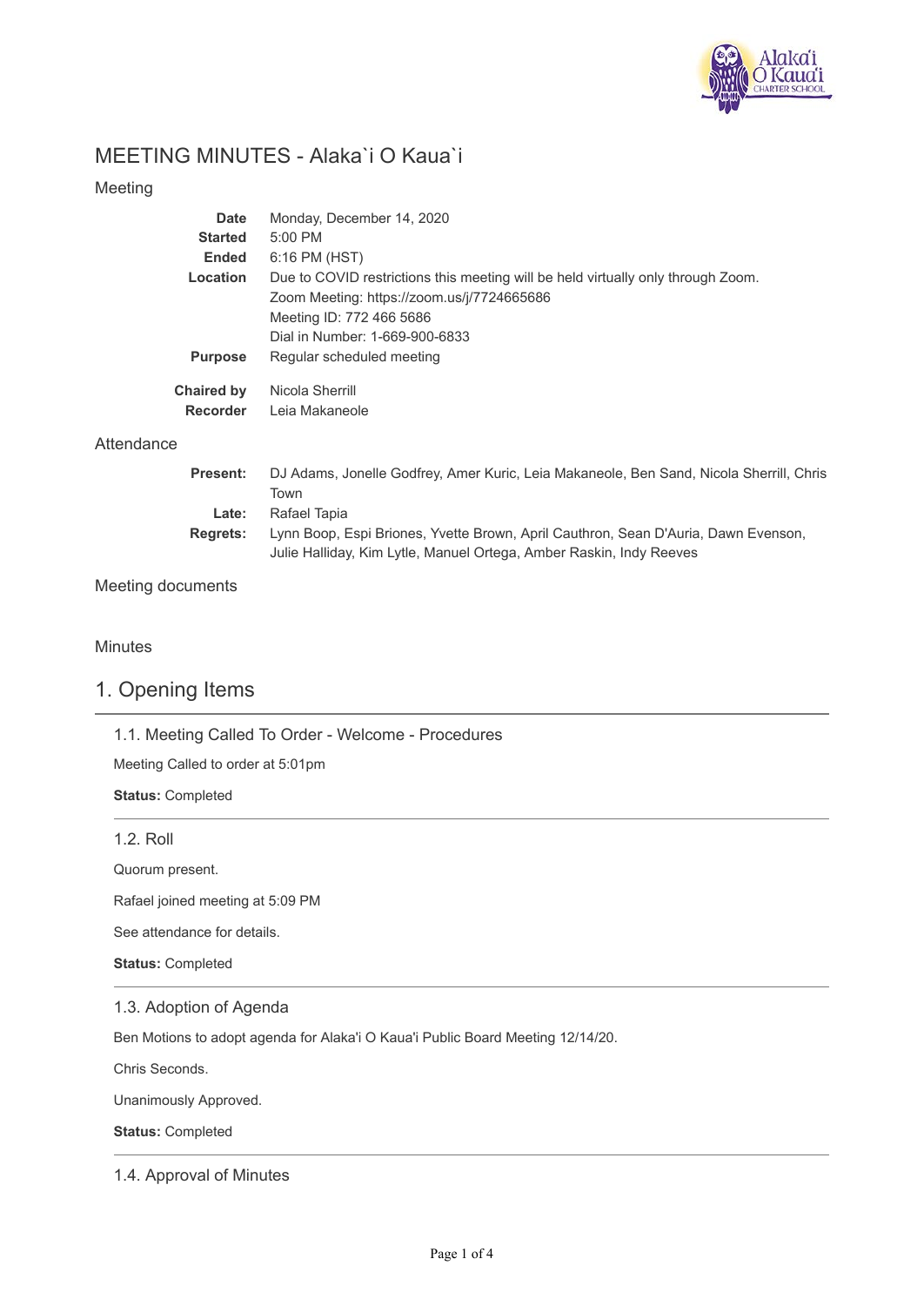# MEETING MINUTES - Alaka`i O Kaua`i

## Meeting

| | |
|---|---|
| **Date** | Monday, December 14, 2020 |
| **Started** | 5:00 PM |
| **Ended** | 6:16 PM (HST) |
| **Location** | Due to COVID restrictions this meeting will be held virtually only through Zoom. Zoom Meeting: https://zoom.us/j/7724665686 Meeting ID: 772 466 5686 Dial in Number: 1-669-900-6833 |
| **Purpose** | Regular scheduled meeting |
| **Chaired by** | Nicola Sherrill |
| **Recorder** | Leia Makaneole |

## Attendance

| | |
|---|---|
| **Present:** | DJ Adams, Jonelle Godfrey, Amer Kuric, Leia Makaneole, Ben Sand, Nicola Sherrill, Chris Town |
| **Late:** | Rafael Tapia |
| **Regrets:** | Lynn Boop, Espi Briones, Yvette Brown, April Cauthron, Sean D'Auria, Dawn Evenson, Julie Halliday, Kim Lytle, Manuel Ortega, Amber Raskin, Indy Reeves |

## Meeting documents

## Minutes

# 1. Opening Items

### 1.1. Meeting Called To Order - Welcome - Procedures

Meeting Called to order at 5:01pm

**Status:** Completed

### 1.2. Roll

Quorum present.

Rafael joined meeting at 5:09 PM

See attendance for details.

**Status:** Completed

### 1.3. Adoption of Agenda

Ben Motions to adopt agenda for Alaka'i O Kaua'i Public Board Meeting 12/14/20.

Chris Seconds.

Unanimously Approved.

**Status:** Completed

### 1.4. Approval of Minutes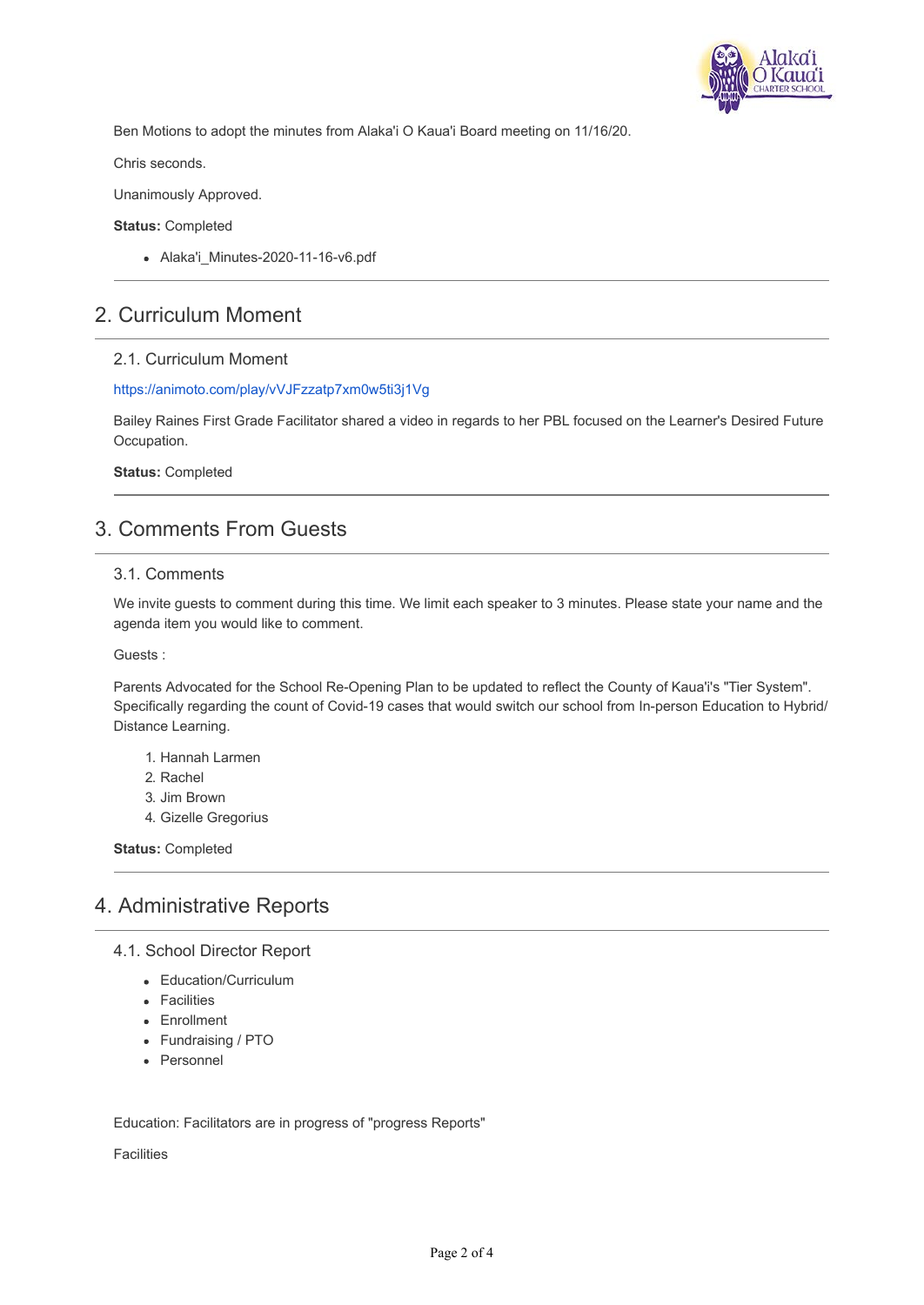Ben Motions to adopt the minutes from Alaka'i O Kaua'i Board meeting on 11/16/20.

Chris seconds.

Unanimously Approved.

**Status:** Completed

- Alaka'i_Minutes-2020-11-16-v6.pdf

---

## 2. Curriculum Moment

### 2.1. Curriculum Moment

https://animoto.com/play/vVJFzzatp7xm0w5ti3j1Vg

Bailey Raines First Grade Facilitator shared a video in regards to her PBL focused on the Learner's Desired Future Occupation.

**Status:** Completed

---

## 3. Comments From Guests

### 3.1. Comments

We invite guests to comment during this time. We limit each speaker to 3 minutes. Please state your name and the agenda item you would like to comment.

Guests :

Parents Advocated for the School Re-Opening Plan to be updated to reflect the County of Kaua'i's "Tier System". Specifically regarding the count of Covid-19 cases that would switch our school from In-person Education to Hybrid/ Distance Learning.

1. Hannah Larmen
2. Rachel
3. Jim Brown
4. Gizelle Gregorius

**Status:** Completed

---

## 4. Administrative Reports

### 4.1. School Director Report

- Education/Curriculum
- Facilities
- Enrollment
- Fundraising / PTO
- Personnel

Education: Facilitators are in progress of "progress Reports"

Facilities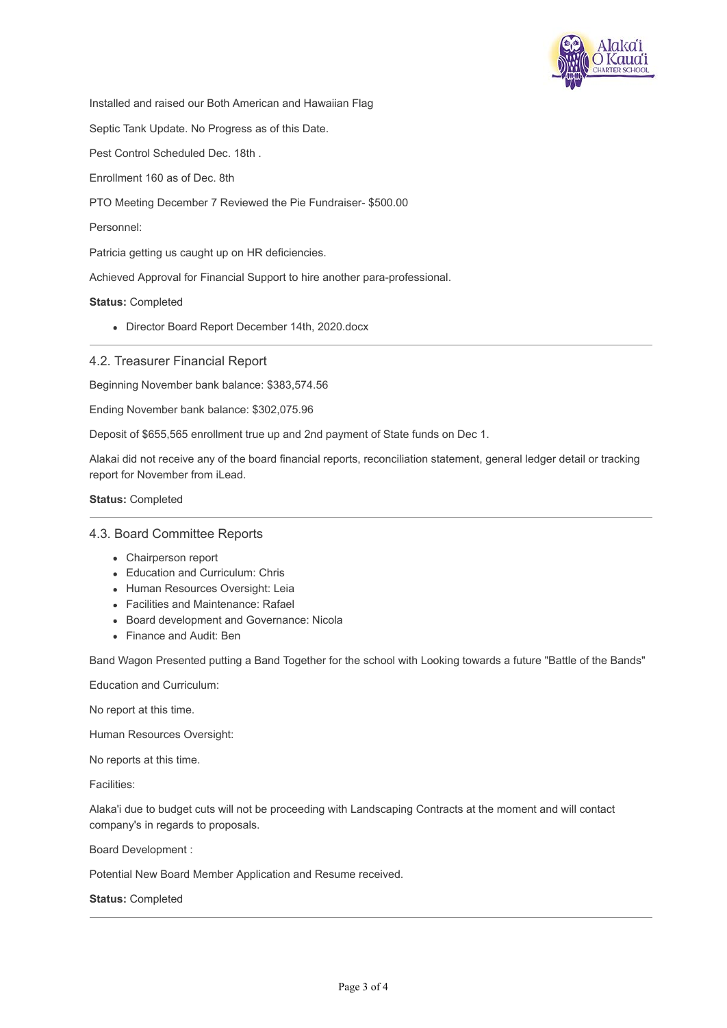Installed and raised our Both American and Hawaiian Flag

Septic Tank Update. No Progress as of this Date.

Pest Control Scheduled Dec. 18th .

Enrollment 160 as of Dec. 8th

PTO Meeting December 7 Reviewed the Pie Fundraiser- $500.00

Personnel:

Patricia getting us caught up on HR deficiencies.

Achieved Approval for Financial Support to hire another para-professional.

**Status:** Completed

- Director Board Report December 14th, 2020.docx

---

### 4.2. Treasurer Financial Report

Beginning November bank balance: $383,574.56

Ending November bank balance: $302,075.96

Deposit of $655,565 enrollment true up and 2nd payment of State funds on Dec 1.

Alakai did not receive any of the board financial reports, reconciliation statement, general ledger detail or tracking report for November from iLead.

**Status:** Completed

---

### 4.3. Board Committee Reports

- Chairperson report
- Education and Curriculum: Chris
- Human Resources Oversight: Leia
- Facilities and Maintenance: Rafael
- Board development and Governance: Nicola
- Finance and Audit: Ben

Band Wagon Presented putting a Band Together for the school with Looking towards a future "Battle of the Bands"

Education and Curriculum:

No report at this time.

Human Resources Oversight:

No reports at this time.

Facilities:

Alaka'i due to budget cuts will not be proceeding with Landscaping Contracts at the moment and will contact company's in regards to proposals.

Board Development :

Potential New Board Member Application and Resume received.

**Status:** Completed

---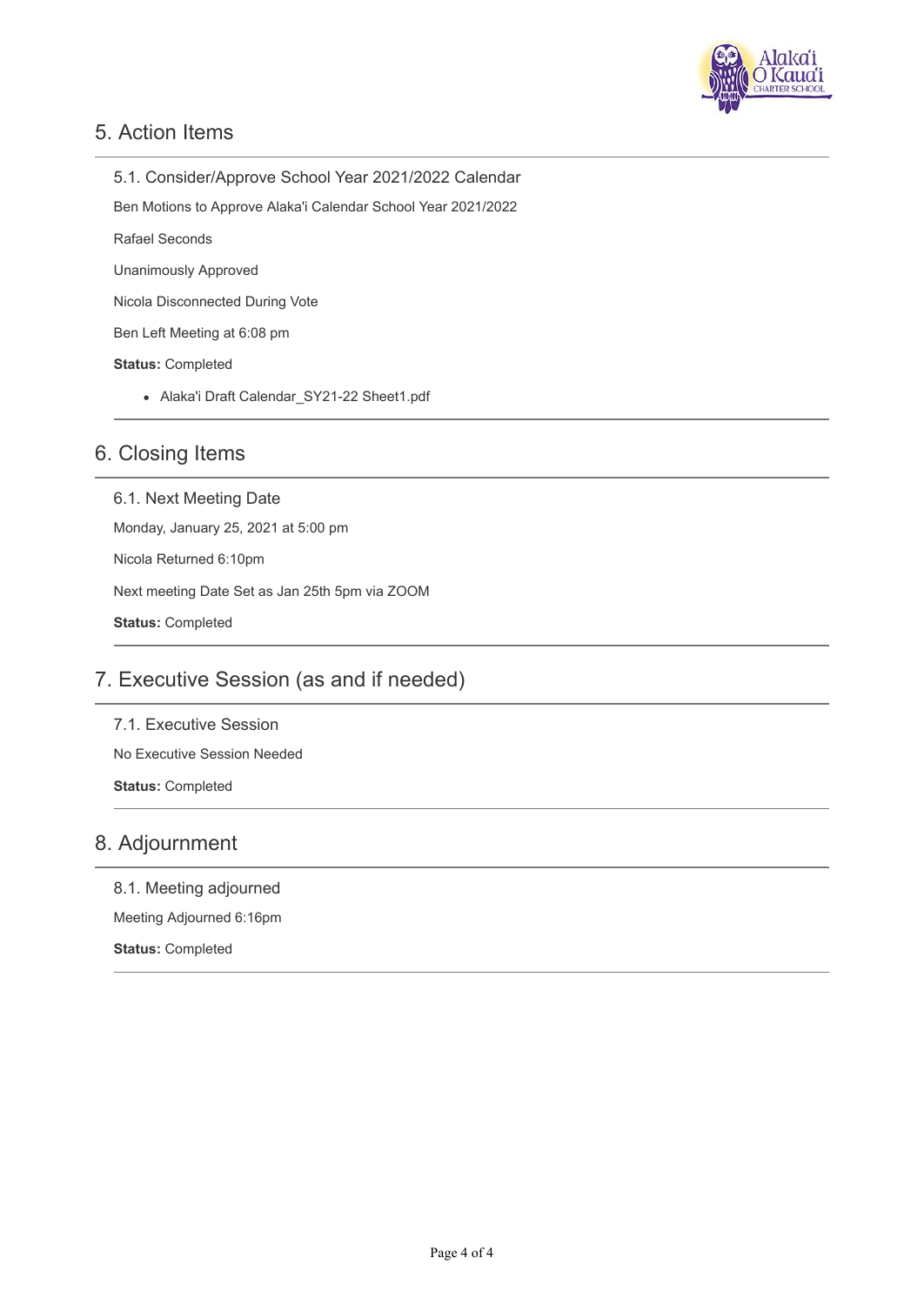## 5. Action Items

### 5.1. Consider/Approve School Year 2021/2022 Calendar

Ben Motions to Approve Alaka'i Calendar School Year 2021/2022

Rafael Seconds

Unanimously Approved

Nicola Disconnected During Vote

Ben Left Meeting at 6:08 pm

**Status:** Completed

- Alaka'i Draft Calendar_SY21-22 Sheet1.pdf

## 6. Closing Items

### 6.1. Next Meeting Date

Monday, January 25, 2021 at 5:00 pm

Nicola Returned 6:10pm

Next meeting Date Set as Jan 25th 5pm via ZOOM

**Status:** Completed

## 7. Executive Session (as and if needed)

### 7.1. Executive Session

No Executive Session Needed

**Status:** Completed

## 8. Adjournment

### 8.1. Meeting adjourned

Meeting Adjourned 6:16pm

**Status:** Completed